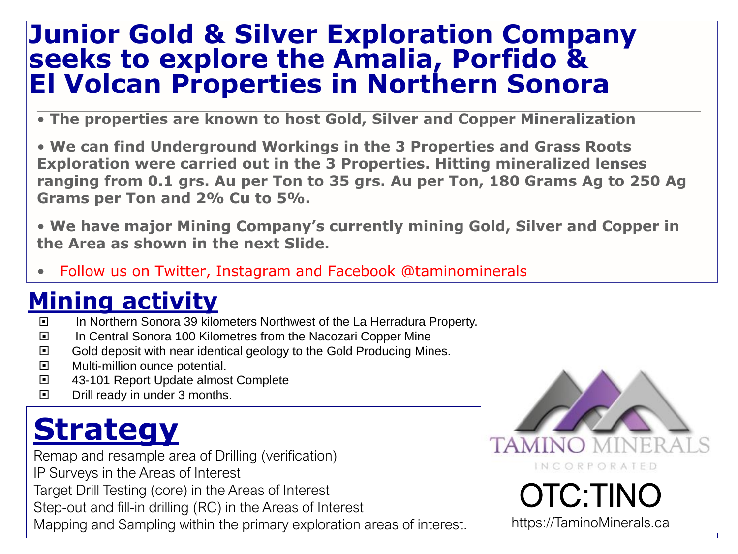# Junior Gold & Silver Exploration Company seeks to explore the Amalia, Porfido & El Volcan Properties in Northern Sonora

- **The properties are known to host Gold, Silver and Copper Mineralization**
- **We can find Underground Workings in the 3 Properties and Grass Roots Exploration were carried out in the 3 Properties. Hitting mineralized lenses ranging from 0.1 grs. Au per Ton to 35 grs. Au per Ton, 180 Grams Ag to 250 Ag Grams per Ton and 2% Cu to 5%.**
- **We have major Mining Company's currently mining Gold, Silver and Copper in the Area as shown in the next Slide.**
- Follow us on Twitter, Instagram and Facebook @taminominerals

## Mining activity

- In Northern Sonora 39 kilometers Northwest of the La Herradura Property.
- In Central Sonora 100 Kilometres from the Nacozari Copper Mine
- Gold deposit with near identical geology to the Gold Producing Mines.
- Multi-million ounce potential.
- 43-101 Report Update almost Complete
- Drill ready in under 3 months.

## Strategy

Remap and resample area of Drilling (verification)
IP Surveys in the Areas of Interest
Target Drill Testing (core) in the Areas of Interest
Step-out and fill-in drilling (RC) in the Areas of Interest
Mapping and Sampling within the primary exploration areas of interest.

TAMINO MINERALS INCORPORATED

OTC:TINO

https://TaminoMinerals.ca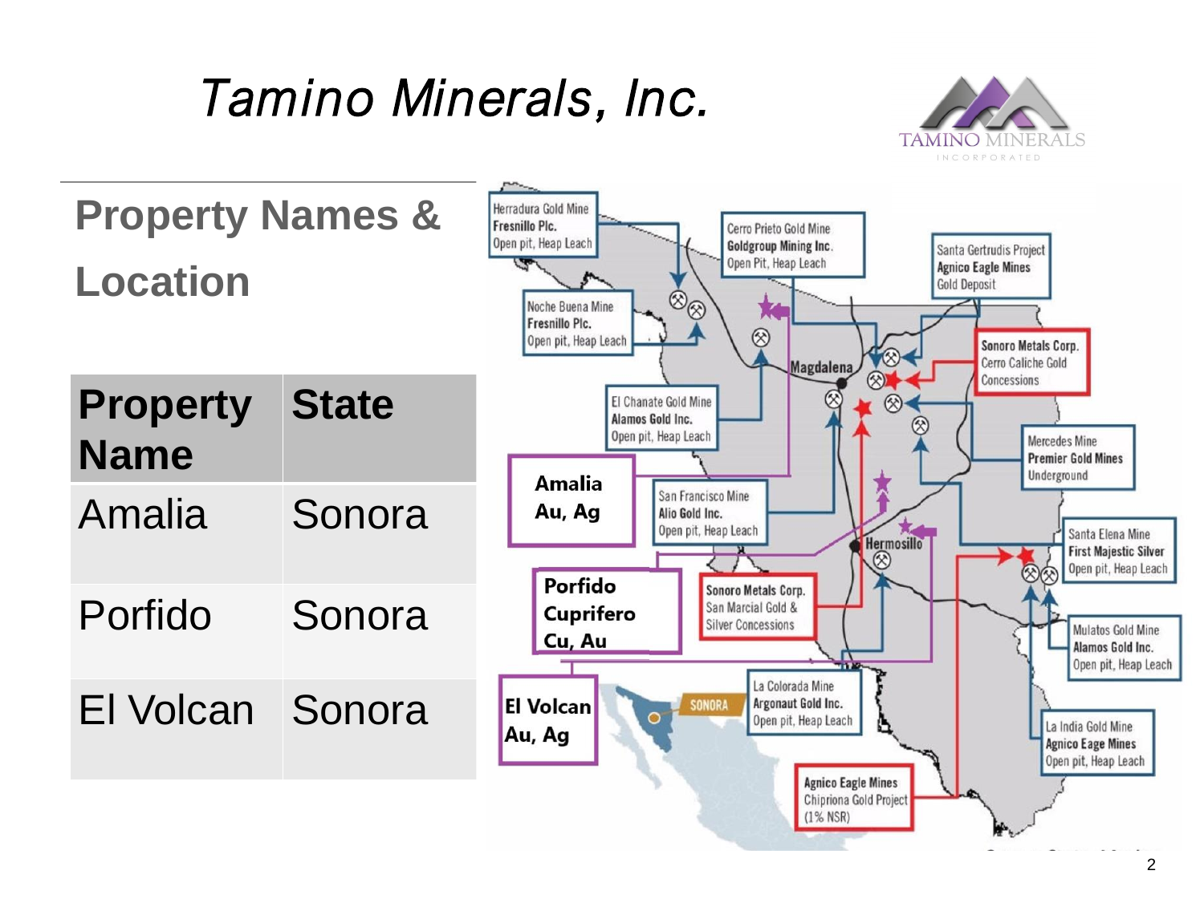# Tamino Minerals, Inc.

TAMINO MINERALS
INCORPORATED

## Property Names & Location

| Property Name | State |
|---|---|
| Amalia | Sonora |
| Porfido | Sonora |
| El Volcan | Sonora |

Herradura Gold Mine
Fresnillo Plc.
Open pit, Heap Leach

Cerro Prieto Gold Mine
Goldgroup Mining Inc.
Open Pit, Heap Leach

Santa Gertrudis Project
Agnico Eagle Mines
Gold Deposit

Noche Buena Mine
Fresnillo Plc.
Open pit, Heap Leach

Magdalena

Sonoro Metals Corp.
Cerro Caliche Gold
Concessions

El Chanate Gold Mine
Alamos Gold Inc.
Open pit, Heap Leach

Mercedes Mine
Premier Gold Mines
Underground

Amalia
Au, Ag

San Francisco Mine
Alio Gold Inc.
Open pit, Heap Leach

Hermosillo

Santa Elena Mine
First Majestic Silver
Open pit, Heap Leach

Porfido
Cuprifero
Cu, Au

Sonoro Metals Corp.
San Marcial Gold &
Silver Concessions

Mulatos Gold Mine
Alamos Gold Inc.
Open pit, Heap Leach

El Volcan
Au, Ag

SONORA

La Colorada Mine
Argonaut Gold Inc.
Open pit, Heap Leach

La India Gold Mine
Agnico Eage Mines
Open pit, Heap Leach

Agnico Eagle Mines
Chipriona Gold Project
(1% NSR)